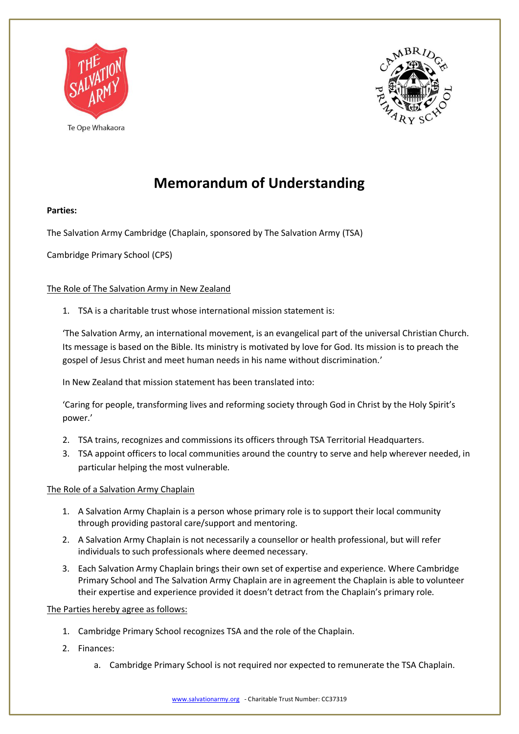Te Ope Whakaora

# Memorandum of Understanding

**Parties:**

The Salvation Army Cambridge (Chaplain, sponsored by The Salvation Army (TSA)

Cambridge Primary School (CPS)

<u>The Role of The Salvation Army in New Zealand</u>

1. TSA is a charitable trust whose international mission statement is:

   'The Salvation Army, an international movement, is an evangelical part of the universal Christian Church. Its message is based on the Bible. Its ministry is motivated by love for God. Its mission is to preach the gospel of Jesus Christ and meet human needs in his name without discrimination.'

   In New Zealand that mission statement has been translated into:

   'Caring for people, transforming lives and reforming society through God in Christ by the Holy Spirit's power.'

2. TSA trains, recognizes and commissions its officers through TSA Territorial Headquarters.
3. TSA appoint officers to local communities around the country to serve and help wherever needed, in particular helping the most vulnerable.

<u>The Role of a Salvation Army Chaplain</u>

1. A Salvation Army Chaplain is a person whose primary role is to support their local community through providing pastoral care/support and mentoring.
2. A Salvation Army Chaplain is not necessarily a counsellor or health professional, but will refer individuals to such professionals where deemed necessary.
3. Each Salvation Army Chaplain brings their own set of expertise and experience. Where Cambridge Primary School and The Salvation Army Chaplain are in agreement the Chaplain is able to volunteer their expertise and experience provided it doesn't detract from the Chaplain's primary role.

<u>The Parties hereby agree as follows:</u>

1. Cambridge Primary School recognizes TSA and the role of the Chaplain.
2. Finances:
   a. Cambridge Primary School is not required nor expected to remunerate the TSA Chaplain.

www.salvationarmy.org - Charitable Trust Number: CC37319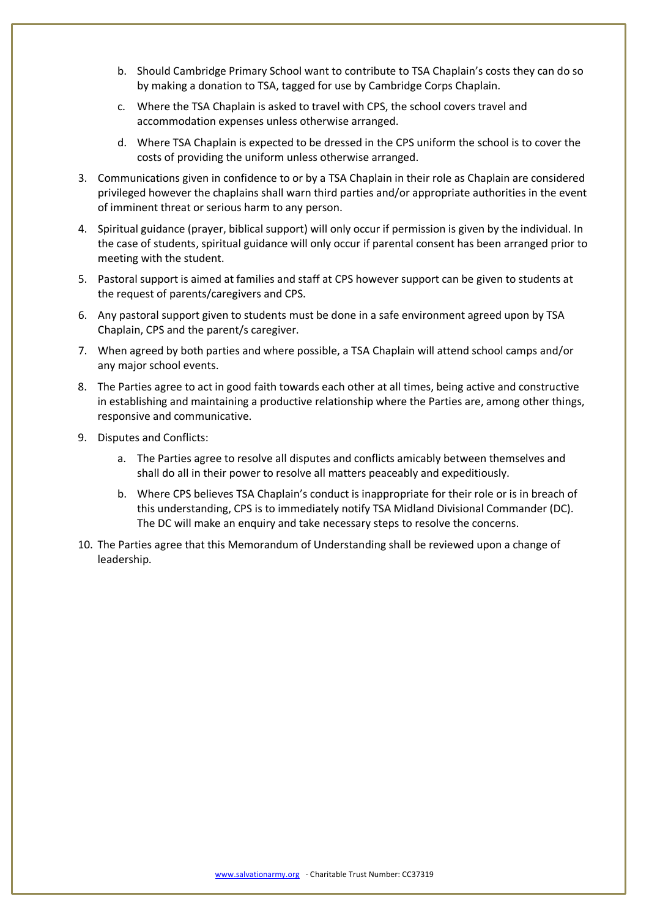b. Should Cambridge Primary School want to contribute to TSA Chaplain's costs they can do so by making a donation to TSA, tagged for use by Cambridge Corps Chaplain.

   c. Where the TSA Chaplain is asked to travel with CPS, the school covers travel and accommodation expenses unless otherwise arranged.

   d. Where TSA Chaplain is expected to be dressed in the CPS uniform the school is to cover the costs of providing the uniform unless otherwise arranged.

3. Communications given in confidence to or by a TSA Chaplain in their role as Chaplain are considered privileged however the chaplains shall warn third parties and/or appropriate authorities in the event of imminent threat or serious harm to any person.

4. Spiritual guidance (prayer, biblical support) will only occur if permission is given by the individual. In the case of students, spiritual guidance will only occur if parental consent has been arranged prior to meeting with the student.

5. Pastoral support is aimed at families and staff at CPS however support can be given to students at the request of parents/caregivers and CPS.

6. Any pastoral support given to students must be done in a safe environment agreed upon by TSA Chaplain, CPS and the parent/s caregiver.

7. When agreed by both parties and where possible, a TSA Chaplain will attend school camps and/or any major school events.

8. The Parties agree to act in good faith towards each other at all times, being active and constructive in establishing and maintaining a productive relationship where the Parties are, among other things, responsive and communicative.

9. Disputes and Conflicts:

   a. The Parties agree to resolve all disputes and conflicts amicably between themselves and shall do all in their power to resolve all matters peaceably and expeditiously.

   b. Where CPS believes TSA Chaplain's conduct is inappropriate for their role or is in breach of this understanding, CPS is to immediately notify TSA Midland Divisional Commander (DC). The DC will make an enquiry and take necessary steps to resolve the concerns.

10. The Parties agree that this Memorandum of Understanding shall be reviewed upon a change of leadership.

www.salvationarmy.org - Charitable Trust Number: CC37319